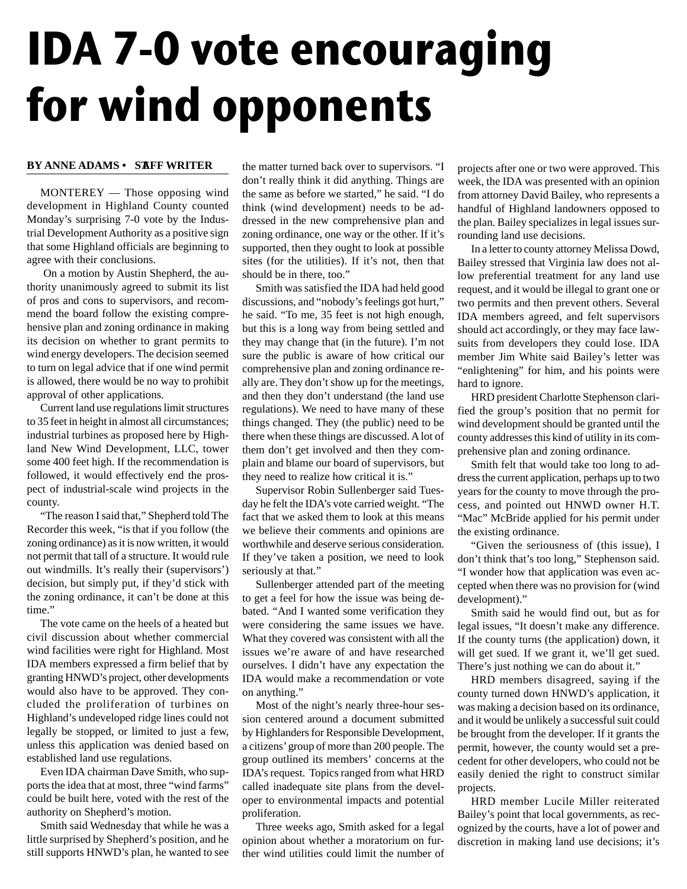# IDA 7-0 vote encouraging for wind opponents

**BY ANNE ADAMS • STAFF WRITER**

MONTEREY — Those opposing wind development in Highland County counted Monday's surprising 7-0 vote by the Industrial Development Authority as a positive sign that some Highland officials are beginning to agree with their conclusions.

On a motion by Austin Shepherd, the authority unanimously agreed to submit its list of pros and cons to supervisors, and recommend the board follow the existing comprehensive plan and zoning ordinance in making its decision on whether to grant permits to wind energy developers. The decision seemed to turn on legal advice that if one wind permit is allowed, there would be no way to prohibit approval of other applications.

Current land use regulations limit structures to 35 feet in height in almost all circumstances; industrial turbines as proposed here by Highland New Wind Development, LLC, tower some 400 feet high. If the recommendation is followed, it would effectively end the prospect of industrial-scale wind projects in the county.

"The reason I said that," Shepherd told The Recorder this week, "is that if you follow (the zoning ordinance) as it is now written, it would not permit that tall of a structure. It would rule out windmills. It's really their (supervisors') decision, but simply put, if they'd stick with the zoning ordinance, it can't be done at this time."

The vote came on the heels of a heated but civil discussion about whether commercial wind facilities were right for Highland. Most IDA members expressed a firm belief that by granting HNWD's project, other developments would also have to be approved. They concluded the proliferation of turbines on Highland's undeveloped ridge lines could not legally be stopped, or limited to just a few, unless this application was denied based on established land use regulations.

Even IDA chairman Dave Smith, who supports the idea that at most, three "wind farms" could be built here, voted with the rest of the authority on Shepherd's motion.

Smith said Wednesday that while he was a little surprised by Shepherd's position, and he still supports HNWD's plan, he wanted to see the matter turned back over to supervisors. "I don't really think it did anything. Things are the same as before we started," he said. "I do think (wind development) needs to be addressed in the new comprehensive plan and zoning ordinance, one way or the other. If it's supported, then they ought to look at possible sites (for the utilities). If it's not, then that should be in there, too."

Smith was satisfied the IDA had held good discussions, and "nobody's feelings got hurt," he said. "To me, 35 feet is not high enough, but this is a long way from being settled and they may change that (in the future). I'm not sure the public is aware of how critical our comprehensive plan and zoning ordinance really are. They don't show up for the meetings, and then they don't understand (the land use regulations). We need to have many of these things changed. They (the public) need to be there when these things are discussed. A lot of them don't get involved and then they complain and blame our board of supervisors, but they need to realize how critical it is."

Supervisor Robin Sullenberger said Tuesday he felt the IDA's vote carried weight. "The fact that we asked them to look at this means we believe their comments and opinions are worthwhile and deserve serious consideration. If they've taken a position, we need to look seriously at that."

Sullenberger attended part of the meeting to get a feel for how the issue was being debated. "And I wanted some verification they were considering the same issues we have. What they covered was consistent with all the issues we're aware of and have researched ourselves. I didn't have any expectation the IDA would make a recommendation or vote on anything."

Most of the night's nearly three-hour session centered around a document submitted by Highlanders for Responsible Development, a citizens' group of more than 200 people. The group outlined its members' concerns at the IDA's request. Topics ranged from what HRD called inadequate site plans from the developer to environmental impacts and potential proliferation.

Three weeks ago, Smith asked for a legal opinion about whether a moratorium on further wind utilities could limit the number of projects after one or two were approved. This week, the IDA was presented with an opinion from attorney David Bailey, who represents a handful of Highland landowners opposed to the plan. Bailey specializes in legal issues surrounding land use decisions.

In a letter to county attorney Melissa Dowd, Bailey stressed that Virginia law does not allow preferential treatment for any land use request, and it would be illegal to grant one or two permits and then prevent others. Several IDA members agreed, and felt supervisors should act accordingly, or they may face lawsuits from developers they could lose. IDA member Jim White said Bailey's letter was "enlightening" for him, and his points were hard to ignore.

HRD president Charlotte Stephenson clarified the group's position that no permit for wind development should be granted until the county addresses this kind of utility in its comprehensive plan and zoning ordinance.

Smith felt that would take too long to address the current application, perhaps up to two years for the county to move through the process, and pointed out HNWD owner H.T. "Mac" McBride applied for his permit under the existing ordinance.

"Given the seriousness of (this issue), I don't think that's too long," Stephenson said. "I wonder how that application was even accepted when there was no provision for (wind development)."

Smith said he would find out, but as for legal issues, "It doesn't make any difference. If the county turns (the application) down, it will get sued. If we grant it, we'll get sued. There's just nothing we can do about it."

HRD members disagreed, saying if the county turned down HNWD's application, it was making a decision based on its ordinance, and it would be unlikely a successful suit could be brought from the developer. If it grants the permit, however, the county would set a precedent for other developers, who could not be easily denied the right to construct similar projects.

HRD member Lucile Miller reiterated Bailey's point that local governments, as recognized by the courts, have a lot of power and discretion in making land use decisions; it's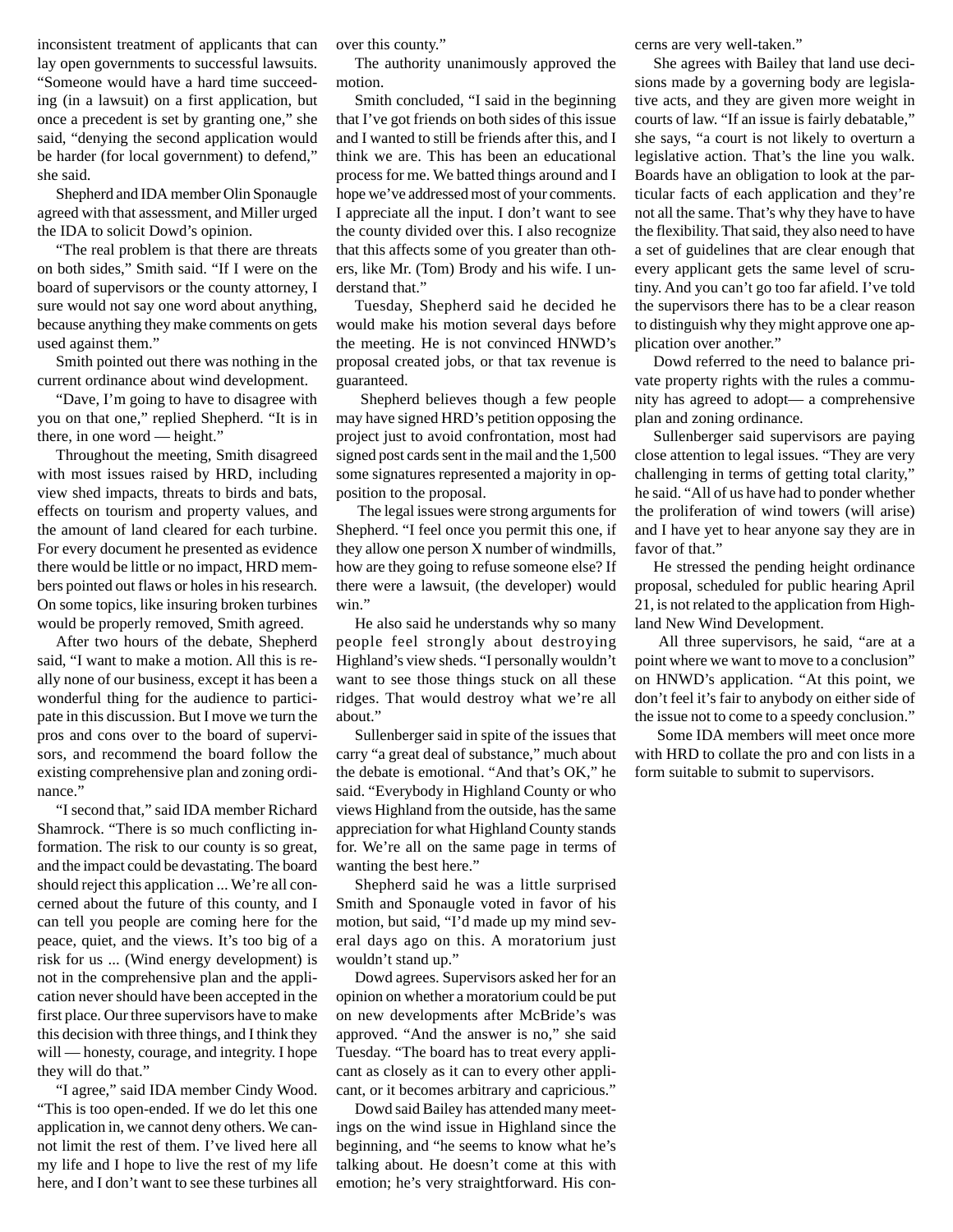inconsistent treatment of applicants that can lay open governments to successful lawsuits. "Someone would have a hard time succeeding (in a lawsuit) on a first application, but once a precedent is set by granting one," she said, "denying the second application would be harder (for local government) to defend," she said.

Shepherd and IDA member Olin Sponaugle agreed with that assessment, and Miller urged the IDA to solicit Dowd's opinion.

"The real problem is that there are threats on both sides," Smith said. "If I were on the board of supervisors or the county attorney, I sure would not say one word about anything, because anything they make comments on gets used against them."

Smith pointed out there was nothing in the current ordinance about wind development.

"Dave, I'm going to have to disagree with you on that one," replied Shepherd. "It is in there, in one word — height."

Throughout the meeting, Smith disagreed with most issues raised by HRD, including view shed impacts, threats to birds and bats, effects on tourism and property values, and the amount of land cleared for each turbine. For every document he presented as evidence there would be little or no impact, HRD members pointed out flaws or holes in his research. On some topics, like insuring broken turbines would be properly removed, Smith agreed.

After two hours of the debate, Shepherd said, "I want to make a motion. All this is really none of our business, except it has been a wonderful thing for the audience to participate in this discussion. But I move we turn the pros and cons over to the board of supervisors, and recommend the board follow the existing comprehensive plan and zoning ordinance."

"I second that," said IDA member Richard Shamrock. "There is so much conflicting information. The risk to our county is so great, and the impact could be devastating. The board should reject this application ... We're all concerned about the future of this county, and I can tell you people are coming here for the peace, quiet, and the views. It's too big of a risk for us ... (Wind energy development) is not in the comprehensive plan and the application never should have been accepted in the first place. Our three supervisors have to make this decision with three things, and I think they will — honesty, courage, and integrity. I hope they will do that."

"I agree," said IDA member Cindy Wood. "This is too open-ended. If we do let this one application in, we cannot deny others. We cannot limit the rest of them. I've lived here all my life and I hope to live the rest of my life here, and I don't want to see these turbines all over this county."

The authority unanimously approved the motion.

Smith concluded, "I said in the beginning that I've got friends on both sides of this issue and I wanted to still be friends after this, and I think we are. This has been an educational process for me. We batted things around and I hope we've addressed most of your comments. I appreciate all the input. I don't want to see the county divided over this. I also recognize that this affects some of you greater than others, like Mr. (Tom) Brody and his wife. I understand that."

Tuesday, Shepherd said he decided he would make his motion several days before the meeting. He is not convinced HNWD's proposal created jobs, or that tax revenue is guaranteed.

Shepherd believes though a few people may have signed HRD's petition opposing the project just to avoid confrontation, most had signed post cards sent in the mail and the 1,500 some signatures represented a majority in opposition to the proposal.

The legal issues were strong arguments for Shepherd. "I feel once you permit this one, if they allow one person X number of windmills, how are they going to refuse someone else? If there were a lawsuit, (the developer) would win."

He also said he understands why so many people feel strongly about destroying Highland's view sheds. "I personally wouldn't want to see those things stuck on all these ridges. That would destroy what we're all about."

Sullenberger said in spite of the issues that carry "a great deal of substance," much about the debate is emotional. "And that's OK," he said. "Everybody in Highland County or who views Highland from the outside, has the same appreciation for what Highland County stands for. We're all on the same page in terms of wanting the best here."

Shepherd said he was a little surprised Smith and Sponaugle voted in favor of his motion, but said, "I'd made up my mind several days ago on this. A moratorium just wouldn't stand up."

Dowd agrees. Supervisors asked her for an opinion on whether a moratorium could be put on new developments after McBride's was approved. "And the answer is no," she said Tuesday. "The board has to treat every applicant as closely as it can to every other applicant, or it becomes arbitrary and capricious."

Dowd said Bailey has attended many meetings on the wind issue in Highland since the beginning, and "he seems to know what he's talking about. He doesn't come at this with emotion; he's very straightforward. His concerns are very well-taken."

She agrees with Bailey that land use decisions made by a governing body are legislative acts, and they are given more weight in courts of law. "If an issue is fairly debatable," she says, "a court is not likely to overturn a legislative action. That's the line you walk. Boards have an obligation to look at the particular facts of each application and they're not all the same. That's why they have to have the flexibility. That said, they also need to have a set of guidelines that are clear enough that every applicant gets the same level of scrutiny. And you can't go too far afield. I've told the supervisors there has to be a clear reason to distinguish why they might approve one application over another."

Dowd referred to the need to balance private property rights with the rules a community has agreed to adopt— a comprehensive plan and zoning ordinance.

Sullenberger said supervisors are paying close attention to legal issues. "They are very challenging in terms of getting total clarity," he said. "All of us have had to ponder whether the proliferation of wind towers (will arise) and I have yet to hear anyone say they are in favor of that."

He stressed the pending height ordinance proposal, scheduled for public hearing April 21, is not related to the application from Highland New Wind Development.

All three supervisors, he said, "are at a point where we want to move to a conclusion" on HNWD's application. "At this point, we don't feel it's fair to anybody on either side of the issue not to come to a speedy conclusion."

Some IDA members will meet once more with HRD to collate the pro and con lists in a form suitable to submit to supervisors.